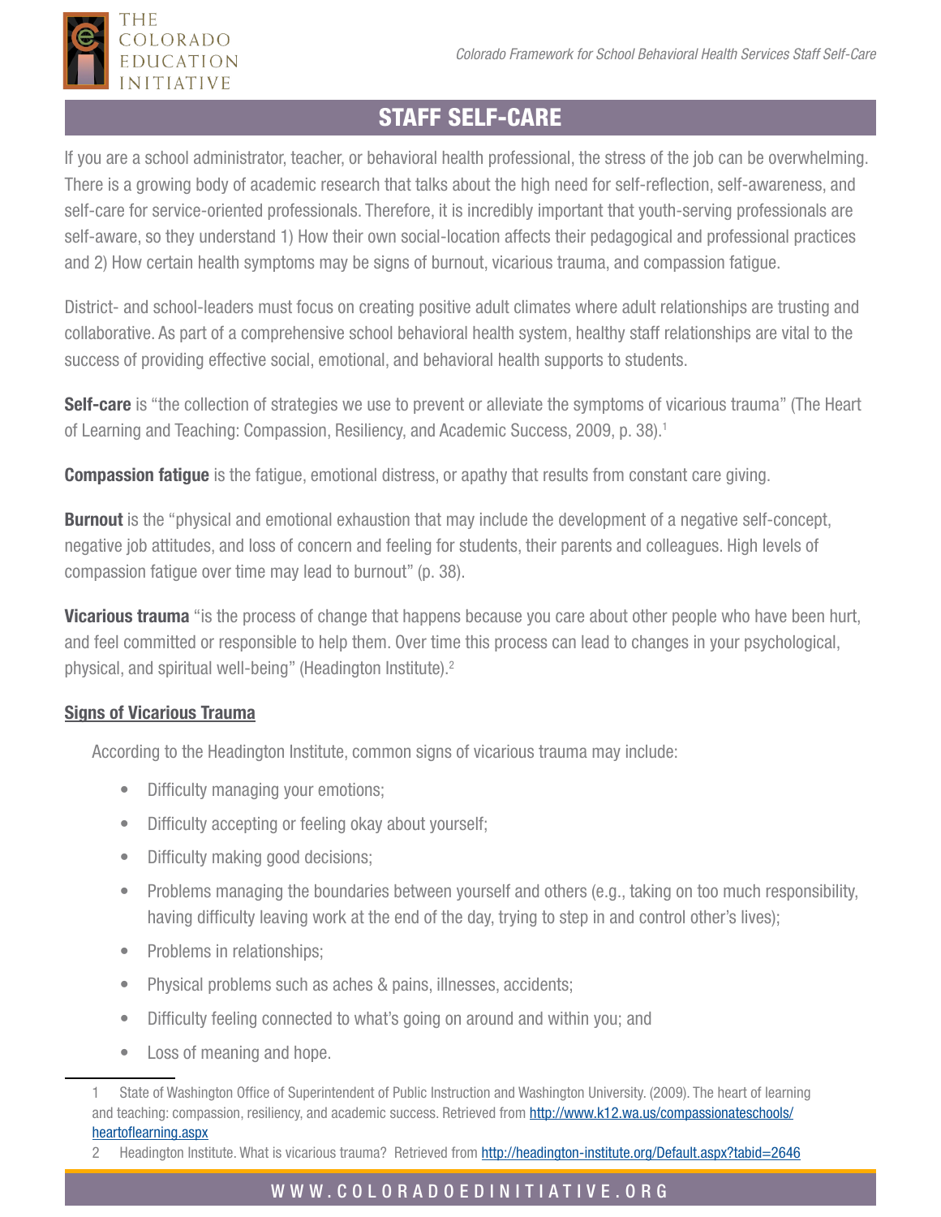# STAFF SELF-CARE

If you are a school administrator, teacher, or behavioral health professional, the stress of the job can be overwhelming. There is a growing body of academic research that talks about the high need for self-reflection, self-awareness, and self-care for service-oriented professionals. Therefore, it is incredibly important that youth-serving professionals are self-aware, so they understand 1) How their own social-location affects their pedagogical and professional practices and 2) How certain health symptoms may be signs of burnout, vicarious trauma, and compassion fatigue.

District- and school-leaders must focus on creating positive adult climates where adult relationships are trusting and collaborative. As part of a comprehensive school behavioral health system, healthy staff relationships are vital to the success of providing effective social, emotional, and behavioral health supports to students.

**Self-care** is "the collection of strategies we use to prevent or alleviate the symptoms of vicarious trauma" (The Heart of Learning and Teaching: Compassion, Resiliency, and Academic Success, 2009, p. 38).[1]

**Compassion fatigue** is the fatigue, emotional distress, or apathy that results from constant care giving.

**Burnout** is the "physical and emotional exhaustion that may include the development of a negative self-concept, negative job attitudes, and loss of concern and feeling for students, their parents and colleagues. High levels of compassion fatigue over time may lead to burnout" (p. 38).

**Vicarious trauma** "is the process of change that happens because you care about other people who have been hurt, and feel committed or responsible to help them. Over time this process can lead to changes in your psychological, physical, and spiritual well-being" (Headington Institute).[2]

## Signs of Vicarious Trauma

According to the Headington Institute, common signs of vicarious trauma may include:

- Difficulty managing your emotions;
- Difficulty accepting or feeling okay about yourself;
- Difficulty making good decisions;
- Problems managing the boundaries between yourself and others (e.g., taking on too much responsibility, having difficulty leaving work at the end of the day, trying to step in and control other's lives);
- Problems in relationships;
- Physical problems such as aches & pains, illnesses, accidents;
- Difficulty feeling connected to what's going on around and within you; and
- Loss of meaning and hope.

---

1 State of Washington Office of Superintendent of Public Instruction and Washington University. (2009). The heart of learning and teaching: compassion, resiliency, and academic success. Retrieved from http://www.k12.wa.us/compassionateschools/heartoflearning.aspx

2 Headington Institute. What is vicarious trauma? Retrieved from http://headington-institute.org/Default.aspx?tabid=2646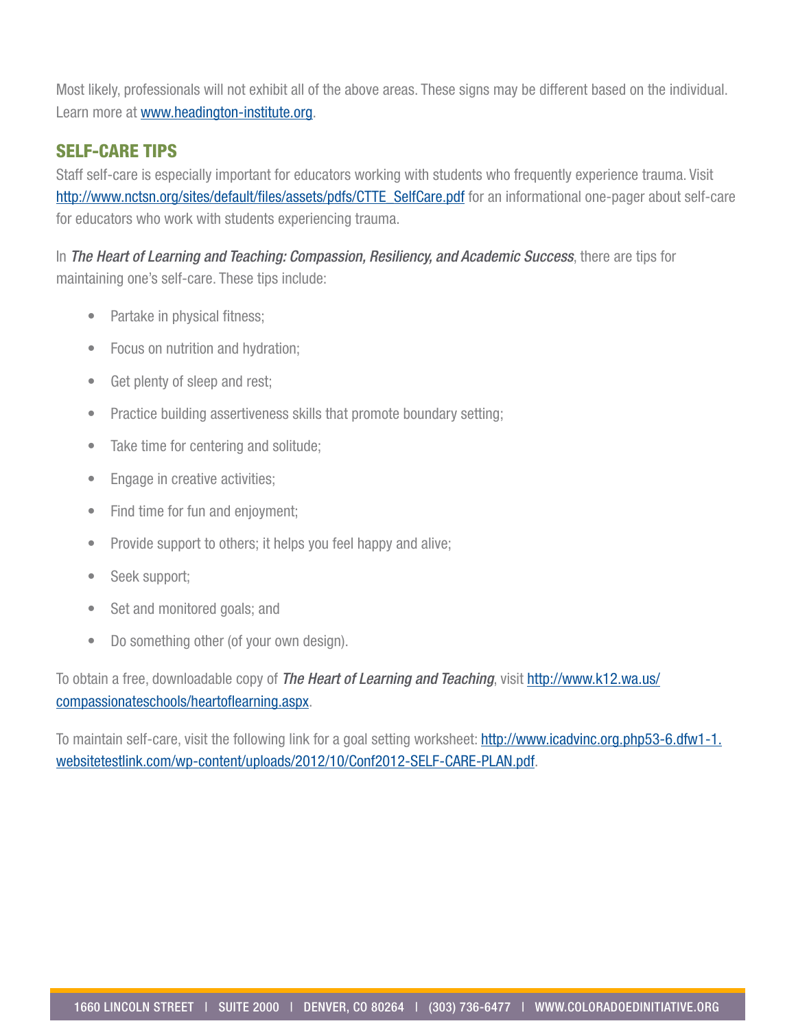Most likely, professionals will not exhibit all of the above areas. These signs may be different based on the individual. Learn more at [www.headington-institute.org](www.headington-institute.org).

## SELF-CARE TIPS

Staff self-care is especially important for educators working with students who frequently experience trauma. Visit [http://www.nctsn.org/sites/default/files/assets/pdfs/CTTE_SelfCare.pdf](http://www.nctsn.org/sites/default/files/assets/pdfs/CTTE_SelfCare.pdf) for an informational one-pager about self-care for educators who work with students experiencing trauma.

In ***The Heart of Learning and Teaching: Compassion, Resiliency, and Academic Success***, there are tips for maintaining one's self-care. These tips include:

- Partake in physical fitness;
- Focus on nutrition and hydration;
- Get plenty of sleep and rest;
- Practice building assertiveness skills that promote boundary setting;
- Take time for centering and solitude;
- Engage in creative activities;
- Find time for fun and enjoyment;
- Provide support to others; it helps you feel happy and alive;
- Seek support;
- Set and monitored goals; and
- Do something other (of your own design).

To obtain a free, downloadable copy of ***The Heart of Learning and Teaching***, visit [http://www.k12.wa.us/compassionateschools/heartoflearning.aspx](http://www.k12.wa.us/compassionateschools/heartoflearning.aspx).

To maintain self-care, visit the following link for a goal setting worksheet: [http://www.icadvinc.org.php53-6.dfw1-1.websitetestlink.com/wp-content/uploads/2012/10/Conf2012-SELF-CARE-PLAN.pdf](http://www.icadvinc.org.php53-6.dfw1-1.websitetestlink.com/wp-content/uploads/2012/10/Conf2012-SELF-CARE-PLAN.pdf).